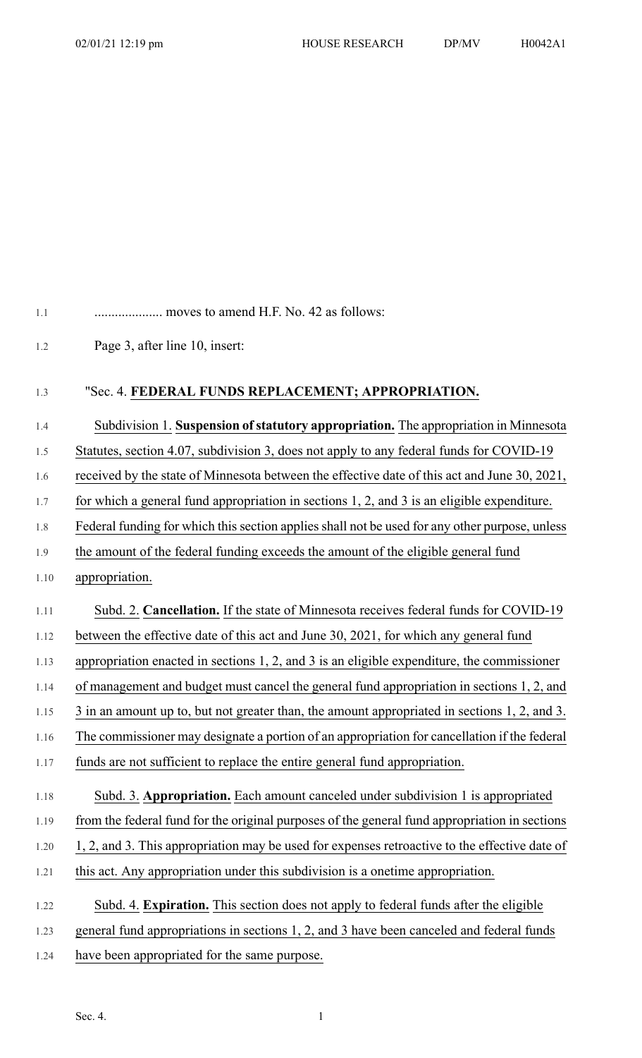.................... moves to amend H.F. No. 42 as follows:

Page 3, after line 10, insert:

"Sec. 4. **FEDERAL FUNDS REPLACEMENT; APPROPRIATION.**

Subdivision 1. **Suspension of statutory appropriation.** The appropriation in Minnesota Statutes, section 4.07, subdivision 3, does not apply to any federal funds for COVID-19 received by the state of Minnesota between the effective date of this act and June 30, 2021, for which a general fund appropriation in sections 1, 2, and 3 is an eligible expenditure. Federal funding for which this section applies shall not be used for any other purpose, unless the amount of the federal funding exceeds the amount of the eligible general fund appropriation.

Subd. 2. **Cancellation.** If the state of Minnesota receives federal funds for COVID-19 between the effective date of this act and June 30, 2021, for which any general fund appropriation enacted in sections 1, 2, and 3 is an eligible expenditure, the commissioner of management and budget must cancel the general fund appropriation in sections 1, 2, and 3 in an amount up to, but not greater than, the amount appropriated in sections 1, 2, and 3. The commissioner may designate a portion of an appropriation for cancellation if the federal funds are not sufficient to replace the entire general fund appropriation.

Subd. 3. **Appropriation.** Each amount canceled under subdivision 1 is appropriated from the federal fund for the original purposes of the general fund appropriation in sections 1, 2, and 3. This appropriation may be used for expenses retroactive to the effective date of this act. Any appropriation under this subdivision is a onetime appropriation.

Subd. 4. **Expiration.** This section does not apply to federal funds after the eligible general fund appropriations in sections 1, 2, and 3 have been canceled and federal funds have been appropriated for the same purpose.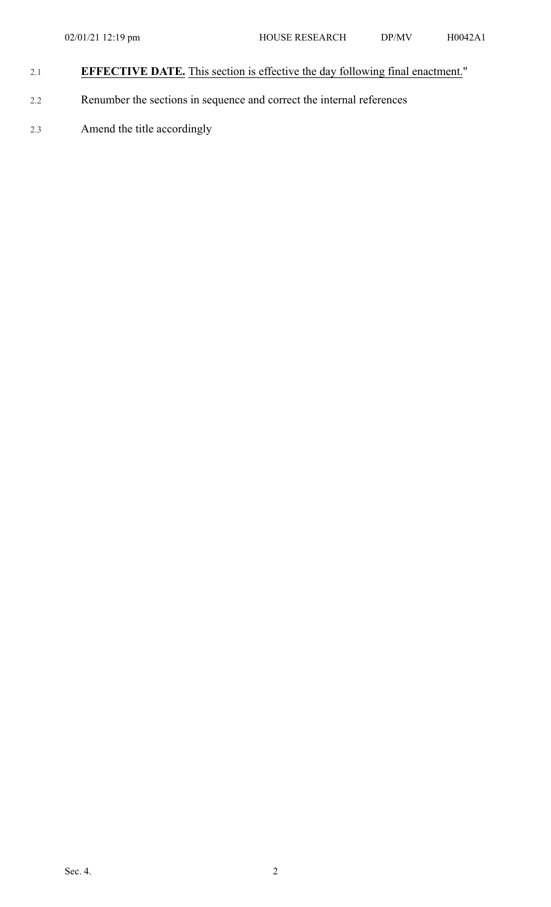**EFFECTIVE DATE.** This section is effective the day following final enactment."

Renumber the sections in sequence and correct the internal references

Amend the title accordingly